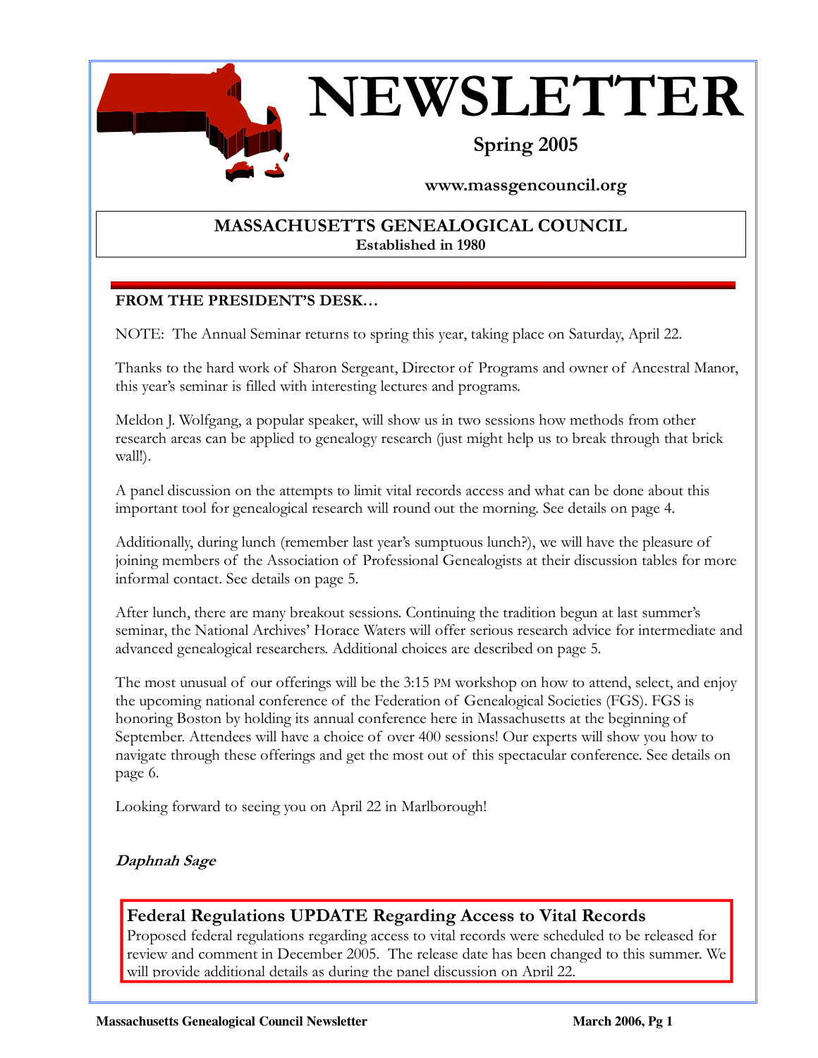# NEWSLETTER

**Spring 2005**

**www.massgencouncil.org**

## MASSACHUSETTS GENEALOGICAL COUNCIL

**Established in 1980**

### FROM THE PRESIDENT'S DESK…

NOTE: The Annual Seminar returns to spring this year, taking place on Saturday, April 22.

Thanks to the hard work of Sharon Sergeant, Director of Programs and owner of Ancestral Manor, this year's seminar is filled with interesting lectures and programs.

Meldon J. Wolfgang, a popular speaker, will show us in two sessions how methods from other research areas can be applied to genealogy research (just might help us to break through that brick wall!).

A panel discussion on the attempts to limit vital records access and what can be done about this important tool for genealogical research will round out the morning. See details on page 4.

Additionally, during lunch (remember last year's sumptuous lunch?), we will have the pleasure of joining members of the Association of Professional Genealogists at their discussion tables for more informal contact. See details on page 5.

After lunch, there are many breakout sessions. Continuing the tradition begun at last summer's seminar, the National Archives' Horace Waters will offer serious research advice for intermediate and advanced genealogical researchers. Additional choices are described on page 5.

The most unusual of our offerings will be the 3:15 PM workshop on how to attend, select, and enjoy the upcoming national conference of the Federation of Genealogical Societies (FGS). FGS is honoring Boston by holding its annual conference here in Massachusetts at the beginning of September. Attendees will have a choice of over 400 sessions! Our experts will show you how to navigate through these offerings and get the most out of this spectacular conference. See details on page 6.

Looking forward to seeing you on April 22 in Marlborough!

***Daphnah Sage***

### Federal Regulations UPDATE Regarding Access to Vital Records

Proposed federal regulations regarding access to vital records were scheduled to be released for review and comment in December 2005. The release date has been changed to this summer. We will provide additional details as during the panel discussion on April 22.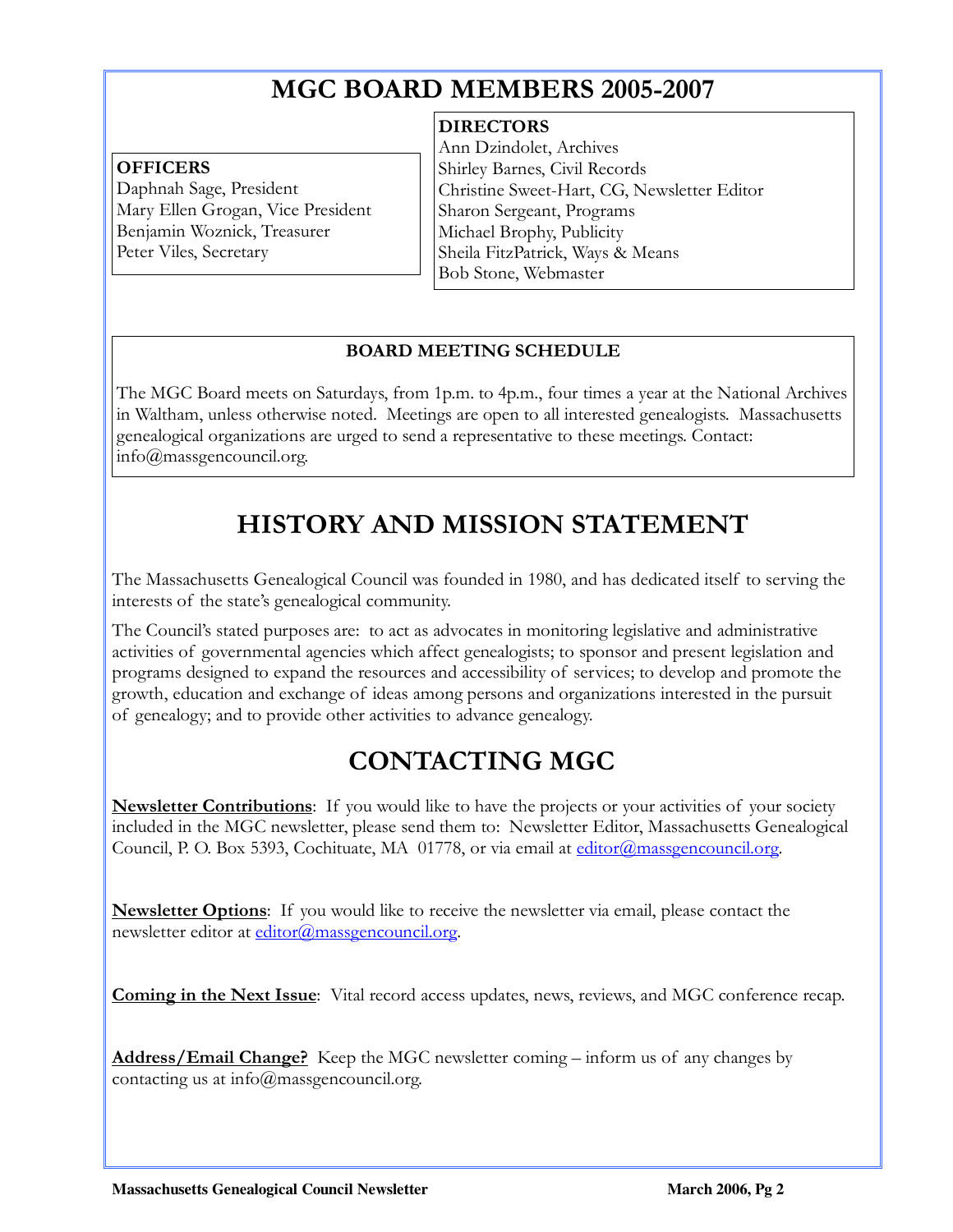# MGC BOARD MEMBERS 2005-2007

**OFFICERS**
Daphnah Sage, President
Mary Ellen Grogan, Vice President
Benjamin Woznick, Treasurer
Peter Viles, Secretary

**DIRECTORS**
Ann Dzindolet, Archives
Shirley Barnes, Civil Records
Christine Sweet-Hart, CG, Newsletter Editor
Sharon Sergeant, Programs
Michael Brophy, Publicity
Sheila FitzPatrick, Ways & Means
Bob Stone, Webmaster

**BOARD MEETING SCHEDULE**

The MGC Board meets on Saturdays, from 1p.m. to 4p.m., four times a year at the National Archives in Waltham, unless otherwise noted. Meetings are open to all interested genealogists. Massachusetts genealogical organizations are urged to send a representative to these meetings. Contact: info@massgencouncil.org.

# HISTORY AND MISSION STATEMENT

The Massachusetts Genealogical Council was founded in 1980, and has dedicated itself to serving the interests of the state's genealogical community.

The Council's stated purposes are: to act as advocates in monitoring legislative and administrative activities of governmental agencies which affect genealogists; to sponsor and present legislation and programs designed to expand the resources and accessibility of services; to develop and promote the growth, education and exchange of ideas among persons and organizations interested in the pursuit of genealogy; and to provide other activities to advance genealogy.

# CONTACTING MGC

**Newsletter Contributions**: If you would like to have the projects or your activities of your society included in the MGC newsletter, please send them to: Newsletter Editor, Massachusetts Genealogical Council, P. O. Box 5393, Cochituate, MA 01778, or via email at editor@massgencouncil.org.

**Newsletter Options**: If you would like to receive the newsletter via email, please contact the newsletter editor at editor@massgencouncil.org.

**Coming in the Next Issue**: Vital record access updates, news, reviews, and MGC conference recap.

**Address/Email Change?** Keep the MGC newsletter coming – inform us of any changes by contacting us at info@massgencouncil.org.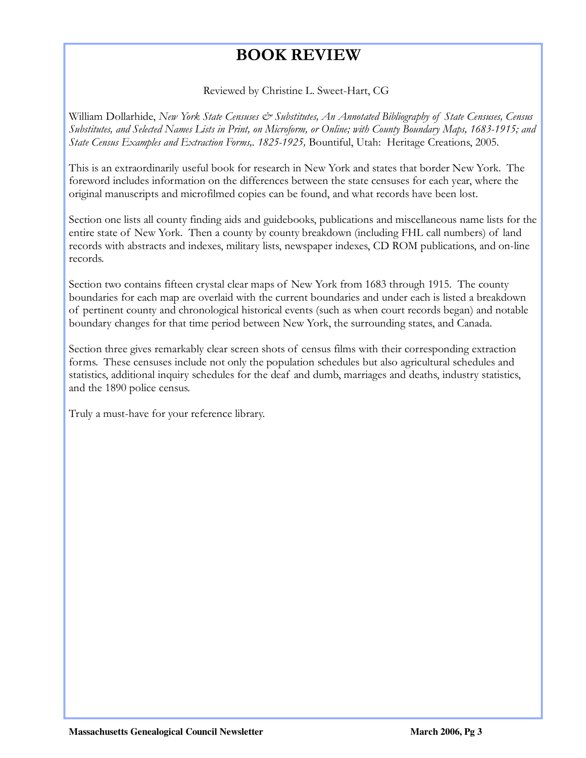# BOOK REVIEW

Reviewed by Christine L. Sweet-Hart, CG

William Dollarhide, *New York State Censuses & Substitutes, An Annotated Bibliography of State Censuses, Census Substitutes, and Selected Names Lists in Print, on Microform, or Online; with County Boundary Maps, 1683-1915; and State Census Examples and Extraction Forms,. 1825-1925,* Bountiful, Utah: Heritage Creations, 2005.

This is an extraordinarily useful book for research in New York and states that border New York. The foreword includes information on the differences between the state censuses for each year, where the original manuscripts and microfilmed copies can be found, and what records have been lost.

Section one lists all county finding aids and guidebooks, publications and miscellaneous name lists for the entire state of New York. Then a county by county breakdown (including FHL call numbers) of land records with abstracts and indexes, military lists, newspaper indexes, CD ROM publications, and on-line records.

Section two contains fifteen crystal clear maps of New York from 1683 through 1915. The county boundaries for each map are overlaid with the current boundaries and under each is listed a breakdown of pertinent county and chronological historical events (such as when court records began) and notable boundary changes for that time period between New York, the surrounding states, and Canada.

Section three gives remarkably clear screen shots of census films with their corresponding extraction forms. These censuses include not only the population schedules but also agricultural schedules and statistics, additional inquiry schedules for the deaf and dumb, marriages and deaths, industry statistics, and the 1890 police census.

Truly a must-have for your reference library.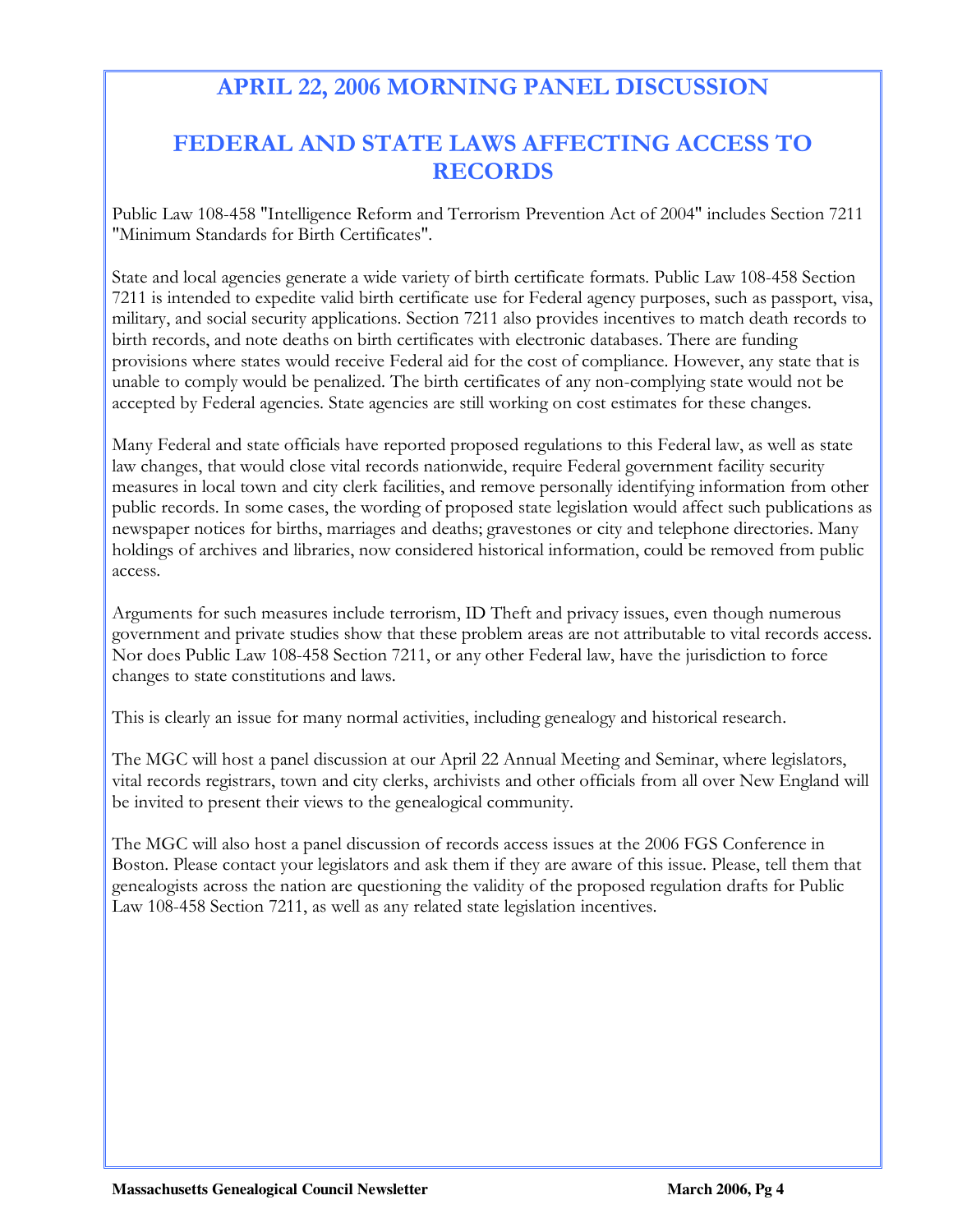# APRIL 22, 2006 MORNING PANEL DISCUSSION

## FEDERAL AND STATE LAWS AFFECTING ACCESS TO RECORDS

Public Law 108-458 "Intelligence Reform and Terrorism Prevention Act of 2004" includes Section 7211 "Minimum Standards for Birth Certificates".

State and local agencies generate a wide variety of birth certificate formats. Public Law 108-458 Section 7211 is intended to expedite valid birth certificate use for Federal agency purposes, such as passport, visa, military, and social security applications. Section 7211 also provides incentives to match death records to birth records, and note deaths on birth certificates with electronic databases. There are funding provisions where states would receive Federal aid for the cost of compliance. However, any state that is unable to comply would be penalized. The birth certificates of any non-complying state would not be accepted by Federal agencies. State agencies are still working on cost estimates for these changes.

Many Federal and state officials have reported proposed regulations to this Federal law, as well as state law changes, that would close vital records nationwide, require Federal government facility security measures in local town and city clerk facilities, and remove personally identifying information from other public records. In some cases, the wording of proposed state legislation would affect such publications as newspaper notices for births, marriages and deaths; gravestones or city and telephone directories. Many holdings of archives and libraries, now considered historical information, could be removed from public access.

Arguments for such measures include terrorism, ID Theft and privacy issues, even though numerous government and private studies show that these problem areas are not attributable to vital records access. Nor does Public Law 108-458 Section 7211, or any other Federal law, have the jurisdiction to force changes to state constitutions and laws.

This is clearly an issue for many normal activities, including genealogy and historical research.

The MGC will host a panel discussion at our April 22 Annual Meeting and Seminar, where legislators, vital records registrars, town and city clerks, archivists and other officials from all over New England will be invited to present their views to the genealogical community.

The MGC will also host a panel discussion of records access issues at the 2006 FGS Conference in Boston. Please contact your legislators and ask them if they are aware of this issue. Please, tell them that genealogists across the nation are questioning the validity of the proposed regulation drafts for Public Law 108-458 Section 7211, as well as any related state legislation incentives.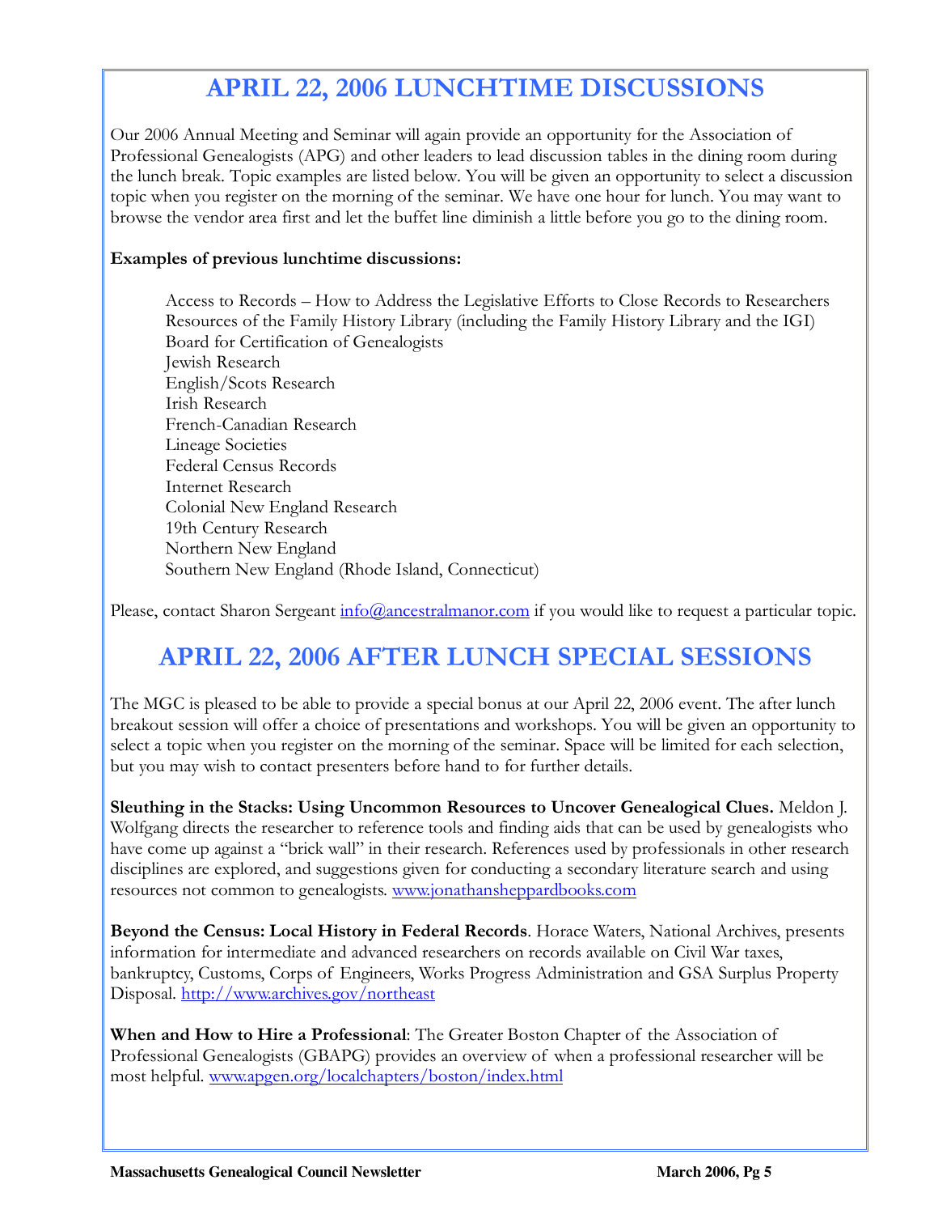## APRIL 22, 2006 LUNCHTIME DISCUSSIONS

Our 2006 Annual Meeting and Seminar will again provide an opportunity for the Association of Professional Genealogists (APG) and other leaders to lead discussion tables in the dining room during the lunch break. Topic examples are listed below. You will be given an opportunity to select a discussion topic when you register on the morning of the seminar. We have one hour for lunch. You may want to browse the vendor area first and let the buffet line diminish a little before you go to the dining room.

**Examples of previous lunchtime discussions:**

- Access to Records – How to Address the Legislative Efforts to Close Records to Researchers
- Resources of the Family History Library (including the Family History Library and the IGI)
- Board for Certification of Genealogists
- Jewish Research
- English/Scots Research
- Irish Research
- French-Canadian Research
- Lineage Societies
- Federal Census Records
- Internet Research
- Colonial New England Research
- 19th Century Research
- Northern New England
- Southern New England (Rhode Island, Connecticut)

Please, contact Sharon Sergeant info@ancestralmanor.com if you would like to request a particular topic.

## APRIL 22, 2006 AFTER LUNCH SPECIAL SESSIONS

The MGC is pleased to be able to provide a special bonus at our April 22, 2006 event. The after lunch breakout session will offer a choice of presentations and workshops. You will be given an opportunity to select a topic when you register on the morning of the seminar. Space will be limited for each selection, but you may wish to contact presenters before hand to for further details.

**Sleuthing in the Stacks: Using Uncommon Resources to Uncover Genealogical Clues.** Meldon J. Wolfgang directs the researcher to reference tools and finding aids that can be used by genealogists who have come up against a "brick wall" in their research. References used by professionals in other research disciplines are explored, and suggestions given for conducting a secondary literature search and using resources not common to genealogists. www.jonathansheppardbooks.com

**Beyond the Census: Local History in Federal Records**. Horace Waters, National Archives, presents information for intermediate and advanced researchers on records available on Civil War taxes, bankruptcy, Customs, Corps of Engineers, Works Progress Administration and GSA Surplus Property Disposal. http://www.archives.gov/northeast

**When and How to Hire a Professional**: The Greater Boston Chapter of the Association of Professional Genealogists (GBAPG) provides an overview of when a professional researcher will be most helpful. www.apgen.org/localchapters/boston/index.html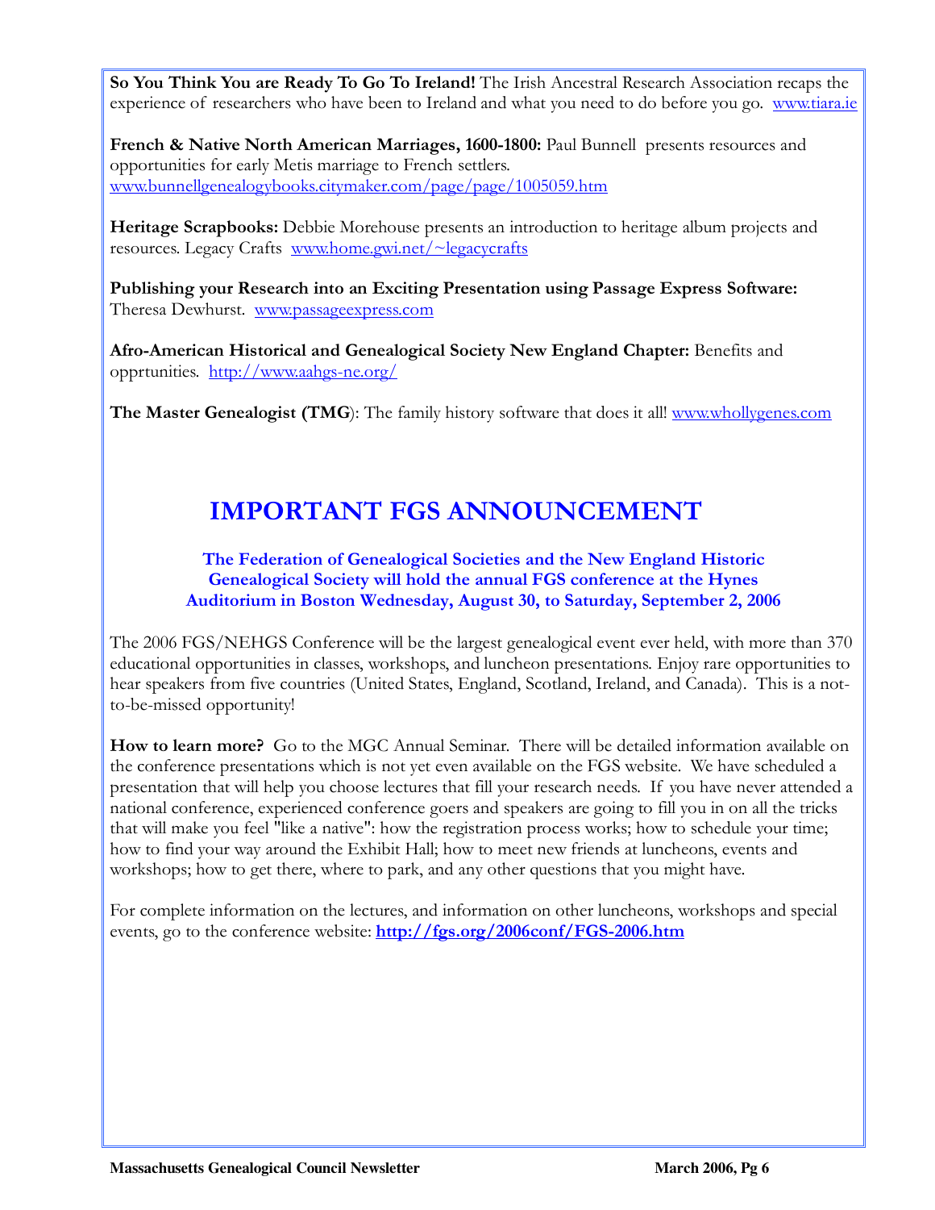**So You Think You are Ready To Go To Ireland!** The Irish Ancestral Research Association recaps the experience of researchers who have been to Ireland and what you need to do before you go. www.tiara.ie

**French & Native North American Marriages, 1600-1800:** Paul Bunnell presents resources and opportunities for early Metis marriage to French settlers. www.bunnellgenealogybooks.citymaker.com/page/page/1005059.htm

**Heritage Scrapbooks:** Debbie Morehouse presents an introduction to heritage album projects and resources. Legacy Crafts www.home.gwi.net/~legacycrafts

**Publishing your Research into an Exciting Presentation using Passage Express Software:** Theresa Dewhurst. www.passageexpress.com

**Afro-American Historical and Genealogical Society New England Chapter:** Benefits and opprtunities. http://www.aahgs-ne.org/

**The Master Genealogist (TMG**): The family history software that does it all! www.whollygenes.com

# IMPORTANT FGS ANNOUNCEMENT

**The Federation of Genealogical Societies and the New England Historic Genealogical Society will hold the annual FGS conference at the Hynes Auditorium in Boston Wednesday, August 30, to Saturday, September 2, 2006**

The 2006 FGS/NEHGS Conference will be the largest genealogical event ever held, with more than 370 educational opportunities in classes, workshops, and luncheon presentations. Enjoy rare opportunities to hear speakers from five countries (United States, England, Scotland, Ireland, and Canada). This is a not-to-be-missed opportunity!

**How to learn more?** Go to the MGC Annual Seminar. There will be detailed information available on the conference presentations which is not yet even available on the FGS website. We have scheduled a presentation that will help you choose lectures that fill your research needs. If you have never attended a national conference, experienced conference goers and speakers are going to fill you in on all the tricks that will make you feel "like a native": how the registration process works; how to schedule your time; how to find your way around the Exhibit Hall; how to meet new friends at luncheons, events and workshops; how to get there, where to park, and any other questions that you might have.

For complete information on the lectures, and information on other luncheons, workshops and special events, go to the conference website: **http://fgs.org/2006conf/FGS-2006.htm**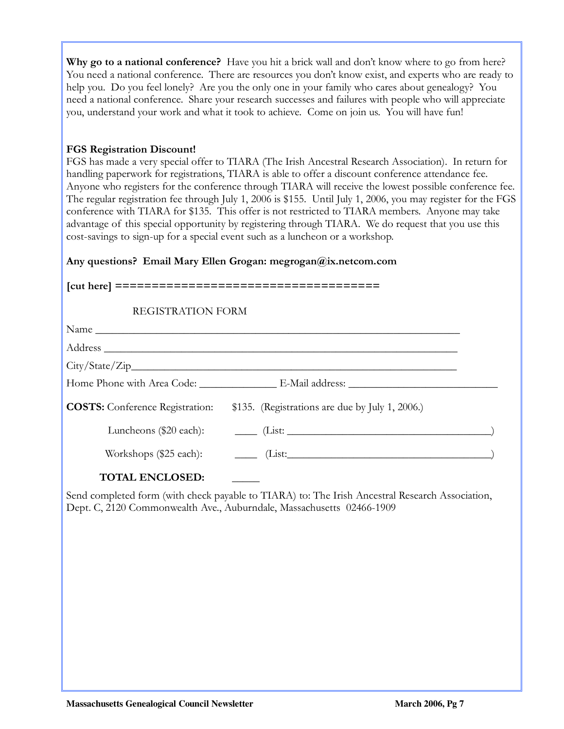**Why go to a national conference?** Have you hit a brick wall and don't know where to go from here? You need a national conference. There are resources you don't know exist, and experts who are ready to help you. Do you feel lonely? Are you the only one in your family who cares about genealogy? You need a national conference. Share your research successes and failures with people who will appreciate you, understand your work and what it took to achieve. Come on join us. You will have fun!

**FGS Registration Discount!**
FGS has made a very special offer to TIARA (The Irish Ancestral Research Association). In return for handling paperwork for registrations, TIARA is able to offer a discount conference attendance fee. Anyone who registers for the conference through TIARA will receive the lowest possible conference fee. The regular registration fee through July 1, 2006 is $155. Until July 1, 2006, you may register for the FGS conference with TIARA for $135. This offer is not restricted to TIARA members. Anyone may take advantage of this special opportunity by registering through TIARA. We do request that you use this cost-savings to sign-up for a special event such as a luncheon or a workshop.

**Any questions? Email Mary Ellen Grogan: megrogan@ix.netcom.com**

**[cut here] =====================================**

REGISTRATION FORM

Name ______________________________________________________________________

Address ____________________________________________________________________

City/State/Zip_______________________________________________________________

Home Phone with Area Code: _______________ E-Mail address: ___________________________

**COSTS:** Conference Registration: $135. (Registrations are due by July 1, 2006.)

Luncheons ($20 each): ____ (List: _____________________________________)

Workshops ($25 each): ____ (List:_____________________________________)

**TOTAL ENCLOSED:** _____

Send completed form (with check payable to TIARA) to: The Irish Ancestral Research Association, Dept. C, 2120 Commonwealth Ave., Auburndale, Massachusetts 02466-1909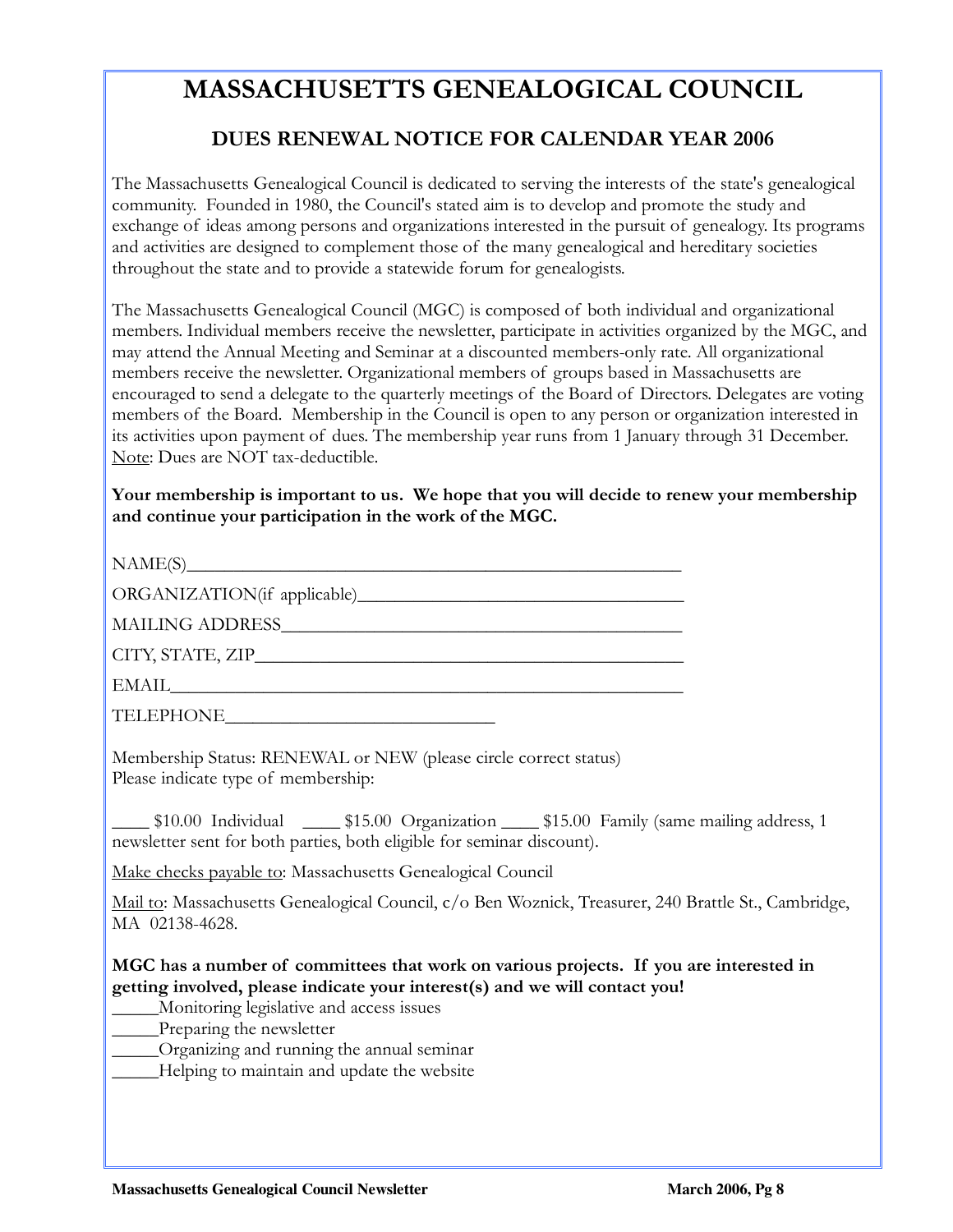# MASSACHUSETTS GENEALOGICAL COUNCIL

## DUES RENEWAL NOTICE FOR CALENDAR YEAR 2006

The Massachusetts Genealogical Council is dedicated to serving the interests of the state's genealogical community. Founded in 1980, the Council's stated aim is to develop and promote the study and exchange of ideas among persons and organizations interested in the pursuit of genealogy. Its programs and activities are designed to complement those of the many genealogical and hereditary societies throughout the state and to provide a statewide forum for genealogists.

The Massachusetts Genealogical Council (MGC) is composed of both individual and organizational members. Individual members receive the newsletter, participate in activities organized by the MGC, and may attend the Annual Meeting and Seminar at a discounted members-only rate. All organizational members receive the newsletter. Organizational members of groups based in Massachusetts are encouraged to send a delegate to the quarterly meetings of the Board of Directors. Delegates are voting members of the Board. Membership in the Council is open to any person or organization interested in its activities upon payment of dues. The membership year runs from 1 January through 31 December. Note: Dues are NOT tax-deductible.

**Your membership is important to us. We hope that you will decide to renew your membership and continue your participation in the work of the MGC.**

NAME(S)_______________________________________________

ORGANIZATION(if applicable)_______________________________

MAILING ADDRESS_______________________________________

CITY, STATE, ZIP_________________________________________

EMAIL___________________________________________________

TELEPHONE__________________________

Membership Status: RENEWAL or NEW (please circle correct status)
Please indicate type of membership:

____ $10.00 Individual ____ $15.00 Organization ____ $15.00 Family (same mailing address, 1 newsletter sent for both parties, both eligible for seminar discount).

Make checks payable to: Massachusetts Genealogical Council

Mail to: Massachusetts Genealogical Council, c/o Ben Woznick, Treasurer, 240 Brattle St., Cambridge, MA 02138-4628.

**MGC has a number of committees that work on various projects. If you are interested in getting involved, please indicate your interest(s) and we will contact you!**

_____Monitoring legislative and access issues
_____Preparing the newsletter
_____Organizing and running the annual seminar
_____Helping to maintain and update the website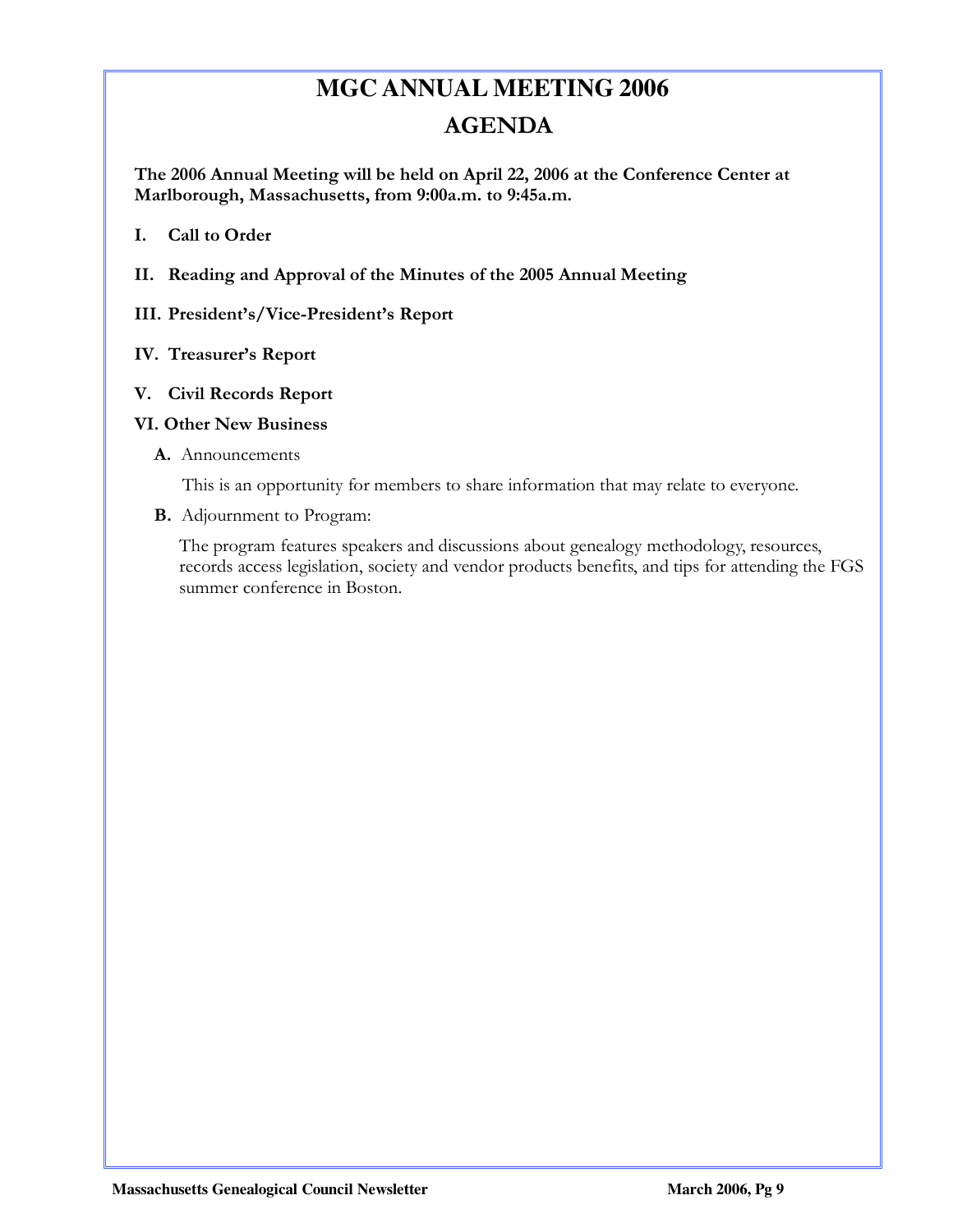# MGC ANNUAL MEETING 2006

## AGENDA

**The 2006 Annual Meeting will be held on April 22, 2006 at the Conference Center at Marlborough, Massachusetts, from 9:00a.m. to 9:45a.m.**

**I. Call to Order**

**II. Reading and Approval of the Minutes of the 2005 Annual Meeting**

**III. President's/Vice-President's Report**

**IV. Treasurer's Report**

**V. Civil Records Report**

**VI. Other New Business**

**A.** Announcements

This is an opportunity for members to share information that may relate to everyone.

**B.** Adjournment to Program:

The program features speakers and discussions about genealogy methodology, resources, records access legislation, society and vendor products benefits, and tips for attending the FGS summer conference in Boston.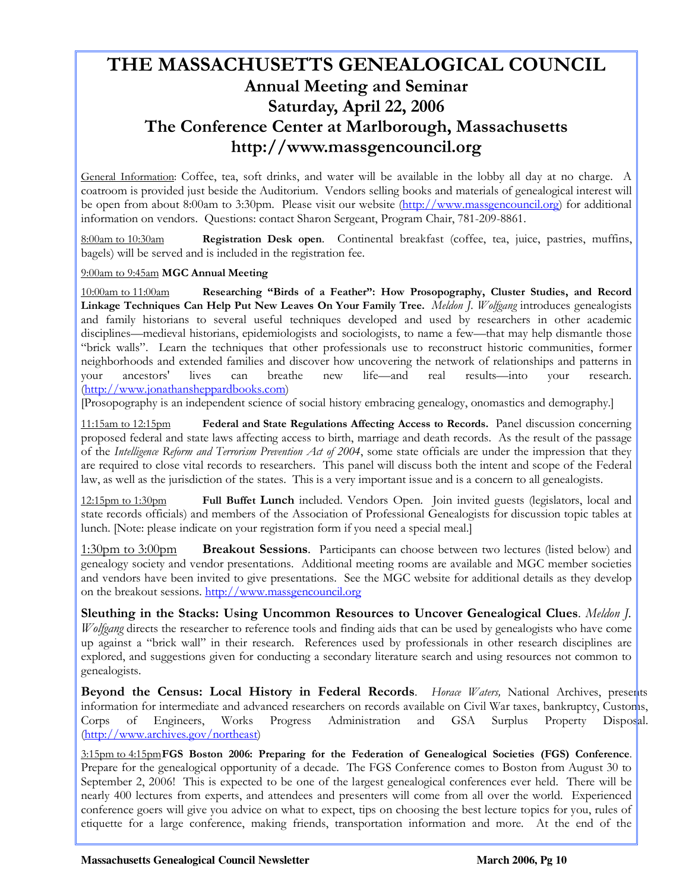# THE MASSACHUSETTS GENEALOGICAL COUNCIL

## Annual Meeting and Seminar

## Saturday, April 22, 2006

## The Conference Center at Marlborough, Massachusetts

## http://www.massgencouncil.org

General Information: Coffee, tea, soft drinks, and water will be available in the lobby all day at no charge. A coatroom is provided just beside the Auditorium. Vendors selling books and materials of genealogical interest will be open from about 8:00am to 3:30pm. Please visit our website (http://www.massgencouncil.org) for additional information on vendors. Questions: contact Sharon Sergeant, Program Chair, 781-209-8861.

8:00am to 10:30am **Registration Desk open**. Continental breakfast (coffee, tea, juice, pastries, muffins, bagels) will be served and is included in the registration fee.

9:00am to 9:45am **MGC Annual Meeting**

10:00am to 11:00am **Researching "Birds of a Feather": How Prosopography, Cluster Studies, and Record Linkage Techniques Can Help Put New Leaves On Your Family Tree.** *Meldon J. Wolfgang* introduces genealogists and family historians to several useful techniques developed and used by researchers in other academic disciplines—medieval historians, epidemiologists and sociologists, to name a few—that may help dismantle those "brick walls". Learn the techniques that other professionals use to reconstruct historic communities, former neighborhoods and extended families and discover how uncovering the network of relationships and patterns in your ancestors' lives can breathe new life—and real results—into your research. (http://www.jonathansheppardbooks.com)

[Prosopography is an independent science of social history embracing genealogy, onomastics and demography.]

11:15am to 12:15pm **Federal and State Regulations Affecting Access to Records.** Panel discussion concerning proposed federal and state laws affecting access to birth, marriage and death records. As the result of the passage of the *Intelligence Reform and Terrorism Prevention Act of 2004*, some state officials are under the impression that they are required to close vital records to researchers. This panel will discuss both the intent and scope of the Federal law, as well as the jurisdiction of the states. This is a very important issue and is a concern to all genealogists.

12:15pm to 1:30pm **Full Buffet Lunch** included. Vendors Open. Join invited guests (legislators, local and state records officials) and members of the Association of Professional Genealogists for discussion topic tables at lunch. [Note: please indicate on your registration form if you need a special meal.]

1:30pm to 3:00pm **Breakout Sessions**. Participants can choose between two lectures (listed below) and genealogy society and vendor presentations. Additional meeting rooms are available and MGC member societies and vendors have been invited to give presentations. See the MGC website for additional details as they develop on the breakout sessions. http://www.massgencouncil.org

**Sleuthing in the Stacks: Using Uncommon Resources to Uncover Genealogical Clues**. *Meldon J. Wolfgang* directs the researcher to reference tools and finding aids that can be used by genealogists who have come up against a "brick wall" in their research. References used by professionals in other research disciplines are explored, and suggestions given for conducting a secondary literature search and using resources not common to genealogists.

**Beyond the Census: Local History in Federal Records**. *Horace Waters,* National Archives, presents information for intermediate and advanced researchers on records available on Civil War taxes, bankruptcy, Customs, Corps of Engineers, Works Progress Administration and GSA Surplus Property Disposal. (http://www.archives.gov/northeast)

3:15pm to 4:15pm **FGS Boston 2006: Preparing for the Federation of Genealogical Societies (FGS) Conference**. Prepare for the genealogical opportunity of a decade. The FGS Conference comes to Boston from August 30 to September 2, 2006! This is expected to be one of the largest genealogical conferences ever held. There will be nearly 400 lectures from experts, and attendees and presenters will come from all over the world. Experienced conference goers will give you advice on what to expect, tips on choosing the best lecture topics for you, rules of etiquette for a large conference, making friends, transportation information and more. At the end of the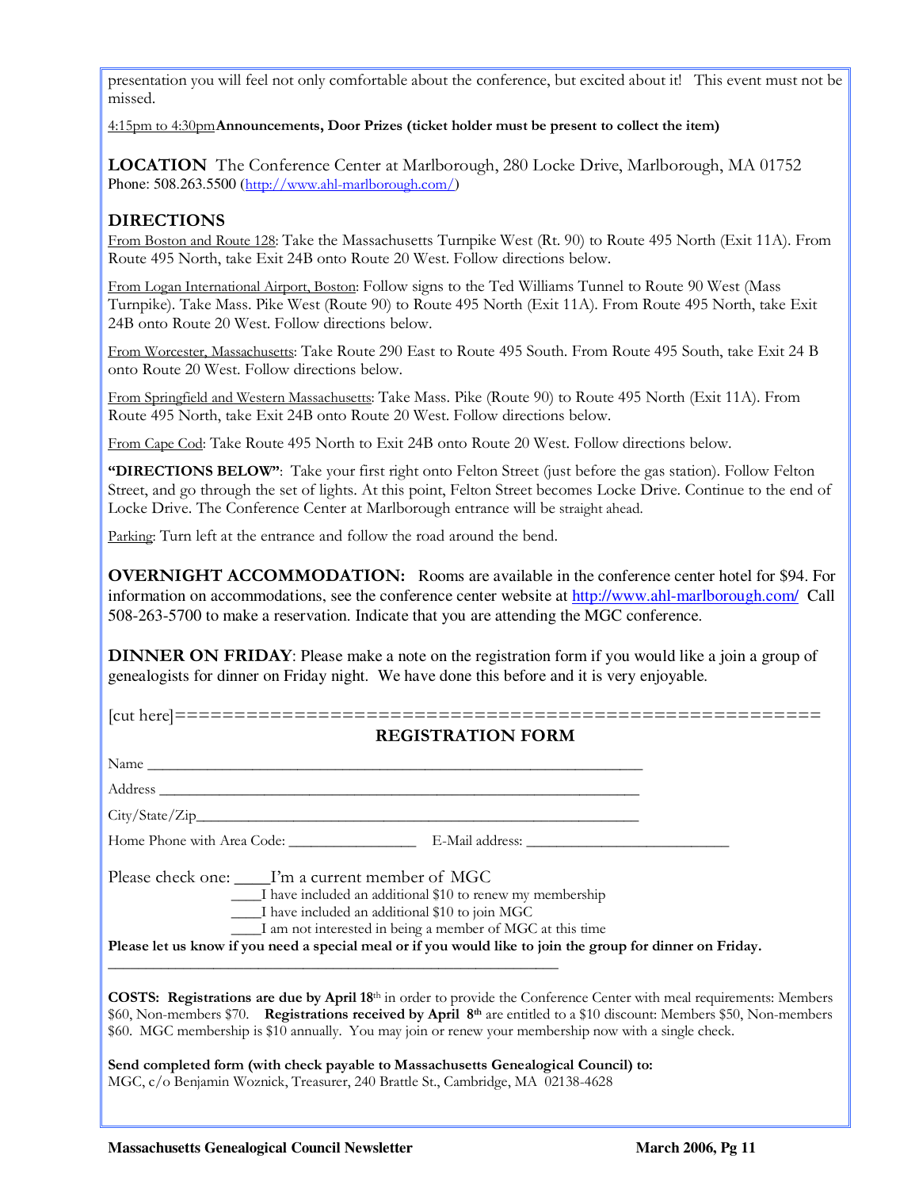presentation you will feel not only comfortable about the conference, but excited about it! This event must not be missed.

4:15pm to 4:30pm **Announcements, Door Prizes (ticket holder must be present to collect the item)**

**LOCATION** The Conference Center at Marlborough, 280 Locke Drive, Marlborough, MA 01752
Phone: 508.263.5500 (http://www.ahl-marlborough.com/)

## DIRECTIONS

From Boston and Route 128: Take the Massachusetts Turnpike West (Rt. 90) to Route 495 North (Exit 11A). From Route 495 North, take Exit 24B onto Route 20 West. Follow directions below.

From Logan International Airport, Boston: Follow signs to the Ted Williams Tunnel to Route 90 West (Mass Turnpike). Take Mass. Pike West (Route 90) to Route 495 North (Exit 11A). From Route 495 North, take Exit 24B onto Route 20 West. Follow directions below.

From Worcester, Massachusetts: Take Route 290 East to Route 495 South. From Route 495 South, take Exit 24 B onto Route 20 West. Follow directions below.

From Springfield and Western Massachusetts: Take Mass. Pike (Route 90) to Route 495 North (Exit 11A). From Route 495 North, take Exit 24B onto Route 20 West. Follow directions below.

From Cape Cod: Take Route 495 North to Exit 24B onto Route 20 West. Follow directions below.

**"DIRECTIONS BELOW"**: Take your first right onto Felton Street (just before the gas station). Follow Felton Street, and go through the set of lights. At this point, Felton Street becomes Locke Drive. Continue to the end of Locke Drive. The Conference Center at Marlborough entrance will be straight ahead.

Parking: Turn left at the entrance and follow the road around the bend.

**OVERNIGHT ACCOMMODATION:** Rooms are available in the conference center hotel for $94. For information on accommodations, see the conference center website at http://www.ahl-marlborough.com/ Call 508-263-5700 to make a reservation. Indicate that you are attending the MGC conference.

**DINNER ON FRIDAY**: Please make a note on the registration form if you would like a join a group of genealogists for dinner on Friday night. We have done this before and it is very enjoyable.

[cut here]====================================================

## REGISTRATION FORM

Name ____________________________________________________________

Address __________________________________________________________

City/State/Zip______________________________________________________

Home Phone with Area Code: _______________ E-Mail address: ________________________

Please check one: ____I'm a current member of MGC
____I have included an additional $10 to renew my membership
____I have included an additional $10 to join MGC
____I am not interested in being a member of MGC at this time

**Please let us know if you need a special meal or if you would like to join the group for dinner on Friday.**

_______________________________________________________

**COSTS: Registrations are due by April 18th** in order to provide the Conference Center with meal requirements: Members $60, Non-members $70. **Registrations received by April 8th** are entitled to a $10 discount: Members $50, Non-members $60. MGC membership is $10 annually. You may join or renew your membership now with a single check.

**Send completed form (with check payable to Massachusetts Genealogical Council) to:**
MGC, c/o Benjamin Woznick, Treasurer, 240 Brattle St., Cambridge, MA 02138-4628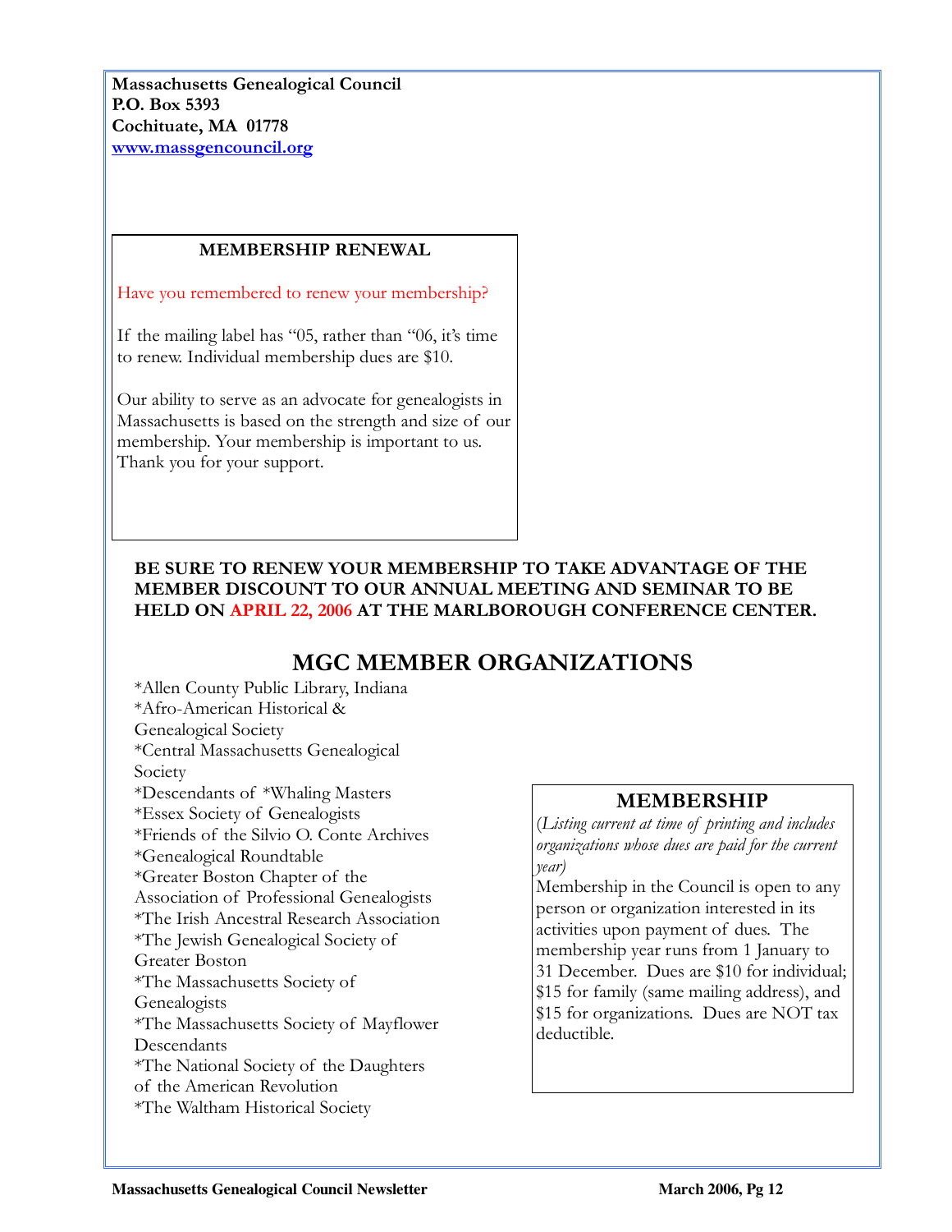**Massachusetts Genealogical Council**
**P.O. Box 5393**
**Cochituate, MA 01778**
**www.massgencouncil.org**

### MEMBERSHIP RENEWAL

Have you remembered to renew your membership?

If the mailing label has "05, rather than "06, it's time to renew. Individual membership dues are $10.

Our ability to serve as an advocate for genealogists in Massachusetts is based on the strength and size of our membership. Your membership is important to us. Thank you for your support.

**BE SURE TO RENEW YOUR MEMBERSHIP TO TAKE ADVANTAGE OF THE MEMBER DISCOUNT TO OUR ANNUAL MEETING AND SEMINAR TO BE HELD ON APRIL 22, 2006 AT THE MARLBOROUGH CONFERENCE CENTER.**

## MGC MEMBER ORGANIZATIONS

*Allen County Public Library, Indiana
*Afro-American Historical & Genealogical Society
*Central Massachusetts Genealogical Society
*Descendants of *Whaling Masters
*Essex Society of Genealogists
*Friends of the Silvio O. Conte Archives
*Genealogical Roundtable
*Greater Boston Chapter of the Association of Professional Genealogists
*The Irish Ancestral Research Association
*The Jewish Genealogical Society of Greater Boston
*The Massachusetts Society of Genealogists
*The Massachusetts Society of Mayflower Descendants
*The National Society of the Daughters of the American Revolution
*The Waltham Historical Society

### MEMBERSHIP

(*Listing current at time of printing and includes organizations whose dues are paid for the current year)*

Membership in the Council is open to any person or organization interested in its activities upon payment of dues. The membership year runs from 1 January to 31 December. Dues are $10 for individual; $15 for family (same mailing address), and $15 for organizations. Dues are NOT tax deductible.